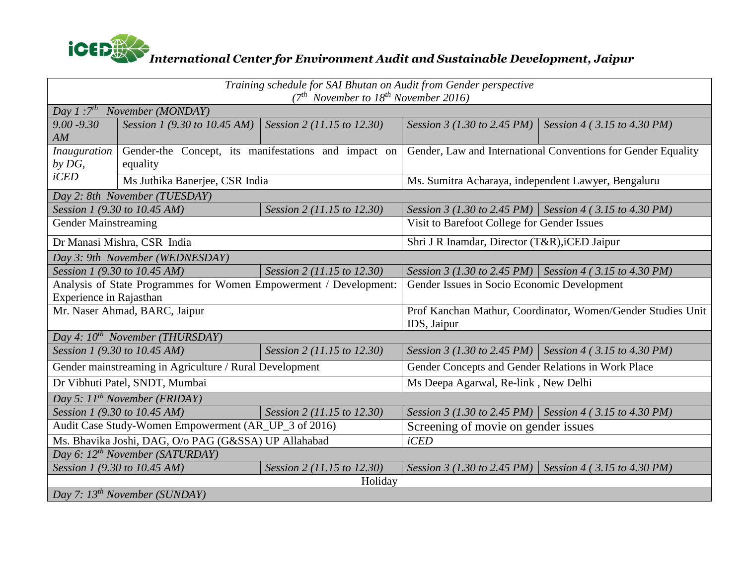# iCED *International Center for Environment Audit and Sustainable Development, Jaipur*

| *Training schedule for SAI Bhutan on Audit from Gender perspective (7th November to 18th November 2016)* | | | | |
|---|---|---|---|---|
| *Day 1 :7th November (MONDAY)* | | | | |
| *9.00 -9.30 AM* | *Session 1 (9.30 to 10.45 AM)* | *Session 2 (11.15 to 12.30)* | *Session 3 (1.30 to 2.45 PM)* | *Session 4 ( 3.15 to 4.30 PM)* |
| *Inauguration by DG, iCED* | Gender-the Concept, its manifestations and impact on equality | | Gender, Law and International Conventions for Gender Equality | |
| | Ms Juthika Banerjee, CSR India | | Ms. Sumitra Acharaya, independent Lawyer, Bengaluru | |
| *Day 2: 8th November (TUESDAY)* | | | | |
| *Session 1 (9.30 to 10.45 AM)* | | *Session 2 (11.15 to 12.30)* | *Session 3 (1.30 to 2.45 PM)* | *Session 4 ( 3.15 to 4.30 PM)* |
| Gender Mainstreaming | | | Visit to Barefoot College for Gender Issues | |
| Dr Manasi Mishra, CSR India | | | Shri J R Inamdar, Director (T&R),iCED Jaipur | |
| *Day 3: 9th November (WEDNESDAY)* | | | | |
| *Session 1 (9.30 to 10.45 AM)* | | *Session 2 (11.15 to 12.30)* | *Session 3 (1.30 to 2.45 PM)* | *Session 4 ( 3.15 to 4.30 PM)* |
| Analysis of State Programmes for Women Empowerment / Development: Experience in Rajasthan | | | Gender Issues in Socio Economic Development | |
| Mr. Naser Ahmad, BARC, Jaipur | | | Prof Kanchan Mathur, Coordinator, Women/Gender Studies Unit IDS, Jaipur | |
| *Day 4: 10th November (THURSDAY)* | | | | |
| *Session 1 (9.30 to 10.45 AM)* | | *Session 2 (11.15 to 12.30)* | *Session 3 (1.30 to 2.45 PM)* | *Session 4 ( 3.15 to 4.30 PM)* |
| Gender mainstreaming in Agriculture / Rural Development | | | Gender Concepts and Gender Relations in Work Place | |
| Dr Vibhuti Patel, SNDT, Mumbai | | | Ms Deepa Agarwal, Re-link , New Delhi | |
| *Day 5: 11th November (FRIDAY)* | | | | |
| *Session 1 (9.30 to 10.45 AM)* | | *Session 2 (11.15 to 12.30)* | *Session 3 (1.30 to 2.45 PM)* | *Session 4 ( 3.15 to 4.30 PM)* |
| Audit Case Study-Women Empowerment (AR_UP_3 of 2016) | | | Screening of movie on gender issues | |
| Ms. Bhavika Joshi, DAG, O/o PAG (G&SSA) UP Allahabad | | | *iCED* | |
| *Day 6: 12th November (SATURDAY)* | | | | |
| *Session 1 (9.30 to 10.45 AM)* | | *Session 2 (11.15 to 12.30)* | *Session 3 (1.30 to 2.45 PM)* | *Session 4 ( 3.15 to 4.30 PM)* |
| Holiday | | | | |
| *Day 7: 13th November (SUNDAY)* | | | | |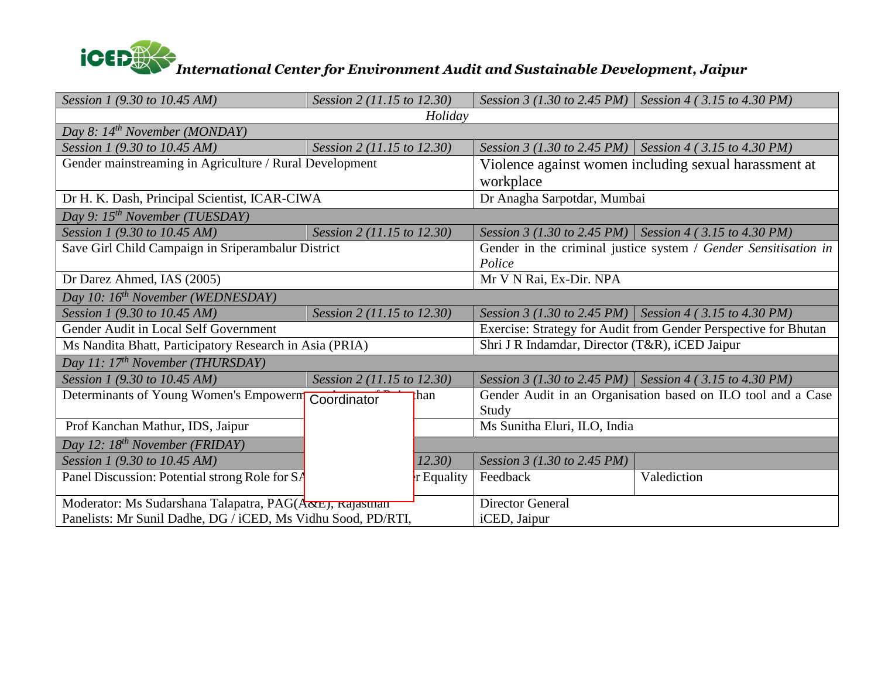*International Center for Environment Audit and Sustainable Development, Jaipur*

| | | | |
|---|---|---|---|
| *Session 1 (9.30 to 10.45 AM)* | *Session 2 (11.15 to 12.30)* | *Session 3 (1.30 to 2.45 PM)* | *Session 4 ( 3.15 to 4.30 PM)* |
| *Holiday* | | | |
| *Day 8: 14th November (MONDAY)* | | | |
| *Session 1 (9.30 to 10.45 AM)* | *Session 2 (11.15 to 12.30)* | *Session 3 (1.30 to 2.45 PM)* | *Session 4 ( 3.15 to 4.30 PM)* |
| Gender mainstreaming in Agriculture / Rural Development | | Violence against women including sexual harassment at workplace | |
| Dr H. K. Dash, Principal Scientist, ICAR-CIWA | | Dr Anagha Sarpotdar, Mumbai | |
| *Day 9: 15th November (TUESDAY)* | | | |
| *Session 1 (9.30 to 10.45 AM)* | *Session 2 (11.15 to 12.30)* | *Session 3 (1.30 to 2.45 PM)* | *Session 4 ( 3.15 to 4.30 PM)* |
| Save Girl Child Campaign in Sriperambalur District | | Gender in the criminal justice system / *Gender Sensitisation in Police* | |
| Dr Darez Ahmed, IAS (2005) | | Mr V N Rai, Ex-Dir. NPA | |
| *Day 10: 16th November (WEDNESDAY)* | | | |
| *Session 1 (9.30 to 10.45 AM)* | *Session 2 (11.15 to 12.30)* | *Session 3 (1.30 to 2.45 PM)* | *Session 4 ( 3.15 to 4.30 PM)* |
| Gender Audit in Local Self Government | | Exercise: Strategy for Audit from Gender Perspective for Bhutan | |
| Ms Nandita Bhatt, Participatory Research in Asia (PRIA) | | Shri J R Indamdar, Director (T&R), iCED Jaipur | |
| *Day 11: 17th November (THURSDAY)* | | | |
| *Session 1 (9.30 to 10.45 AM)* | *Session 2 (11.15 to 12.30)* | *Session 3 (1.30 to 2.45 PM)* | *Session 4 ( 3.15 to 4.30 PM)* |
| Determinants of Young Women's Empowerm[...]han | | Gender Audit in an Organisation based on ILO tool and a Case Study | |
| Prof Kanchan Mathur, IDS, Jaipur | | Ms Sunitha Eluri, ILO, India | |
| *Day 12: 18th November (FRIDAY)* | | | |
| *Session 1 (9.30 to 10.45 AM)* | *[...] 12.30)* | *Session 3 (1.30 to 2.45 PM)* | |
| Panel Discussion: Potential strong Role for SA[...]r Equality | | Feedback | Valediction |
| Moderator: Ms Sudarshana Talapatra, PAG(A&E), Rajasthan<br>Panelists: Mr Sunil Dadhe, DG / iCED, Ms Vidhu Sood, PD/RTI, | | Director General<br>iCED, Jaipur | |

Coordinator